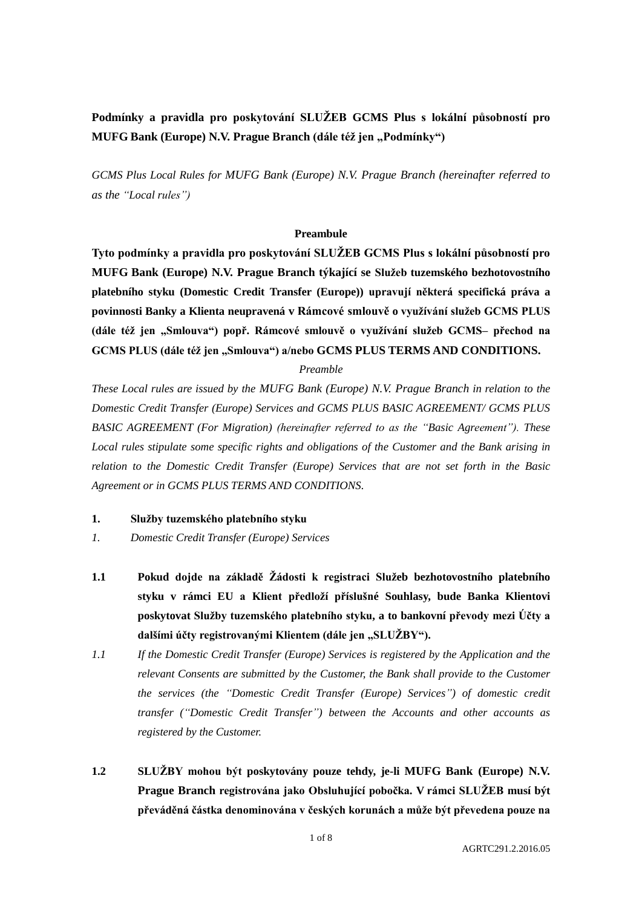**Podmínky a pravidla pro poskytování SLUŽEB GCMS Plus s lokální působností pro MUFG Bank (Europe) N.V. Prague Branch (dále též jen „Podmínky")**

*GCMS Plus Local Rules for MUFG Bank (Europe) N.V. Prague Branch (hereinafter referred to as the "Local rules")*

**Preambule**

**Tyto podmínky a pravidla pro poskytování SLUŽEB GCMS Plus s lokální působností pro MUFG Bank (Europe) N.V. Prague Branch týkající se Služeb tuzemského bezhotovostního platebního styku (Domestic Credit Transfer (Europe)) upravují některá specifická práva a povinnosti Banky a Klienta neupravená v Rámcové smlouvě o využívání služeb GCMS PLUS (dále též jen „Smlouva") popř. Rámcové smlouvě o využívání služeb GCMS– přechod na GCMS PLUS (dále též jen „Smlouva") a/nebo GCMS PLUS TERMS AND CONDITIONS.**

*Preamble*

*These Local rules are issued by the MUFG Bank (Europe) N.V. Prague Branch in relation to the Domestic Credit Transfer (Europe) Services and GCMS PLUS BASIC AGREEMENT/ GCMS PLUS BASIC AGREEMENT (For Migration) (hereinafter referred to as the "Basic Agreement"). These Local rules stipulate some specific rights and obligations of the Customer and the Bank arising in relation to the Domestic Credit Transfer (Europe) Services that are not set forth in the Basic Agreement or in GCMS PLUS TERMS AND CONDITIONS.*

**1. Služby tuzemského platebního styku**

*1. Domestic Credit Transfer (Europe) Services*

**1.1 Pokud dojde na základě Žádosti k registraci Služeb bezhotovostního platebního styku v rámci EU a Klient předloží příslušné Souhlasy, bude Banka Klientovi poskytovat Služby tuzemského platebního styku, a to bankovní převody mezi Účty a dalšími účty registrovanými Klientem (dále jen „SLUŽBY").**

*1.1 If the Domestic Credit Transfer (Europe) Services is registered by the Application and the relevant Consents are submitted by the Customer, the Bank shall provide to the Customer the services (the "Domestic Credit Transfer (Europe) Services") of domestic credit transfer ("Domestic Credit Transfer") between the Accounts and other accounts as registered by the Customer.*

**1.2 SLUŽBY mohou být poskytovány pouze tehdy, je-li MUFG Bank (Europe) N.V. Prague Branch registrována jako Obsluhující pobočka. V rámci SLUŽEB musí být převáděná částka denominována v českých korunách a může být převedena pouze na**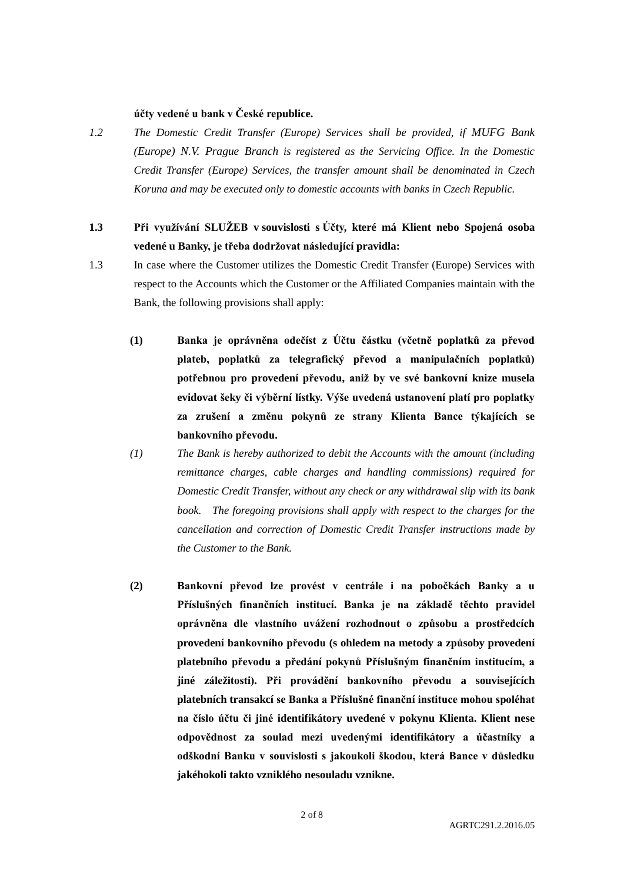**účty vedené u bank v České republice.**

*1.2 The Domestic Credit Transfer (Europe) Services shall be provided, if MUFG Bank (Europe) N.V. Prague Branch is registered as the Servicing Office. In the Domestic Credit Transfer (Europe) Services, the transfer amount shall be denominated in Czech Koruna and may be executed only to domestic accounts with banks in Czech Republic.*

**1.3 Při využívání SLUŽEB v souvislosti s Účty, které má Klient nebo Spojená osoba vedené u Banky, je třeba dodržovat následující pravidla:**

1.3 In case where the Customer utilizes the Domestic Credit Transfer (Europe) Services with respect to the Accounts which the Customer or the Affiliated Companies maintain with the Bank, the following provisions shall apply:

**(1) Banka je oprávněna odečíst z Účtu částku (včetně poplatků za převod plateb, poplatků za telegrafický převod a manipulačních poplatků) potřebnou pro provedení převodu, aniž by ve své bankovní knize musela evidovat šeky či výběrní lístky. Výše uvedená ustanovení platí pro poplatky za zrušení a změnu pokynů ze strany Klienta Bance týkajících se bankovního převodu.**

*(1) The Bank is hereby authorized to debit the Accounts with the amount (including remittance charges, cable charges and handling commissions) required for Domestic Credit Transfer, without any check or any withdrawal slip with its bank book. The foregoing provisions shall apply with respect to the charges for the cancellation and correction of Domestic Credit Transfer instructions made by the Customer to the Bank.*

**(2) Bankovní převod lze provést v centrále i na pobočkách Banky a u Příslušných finančních institucí. Banka je na základě těchto pravidel oprávněna dle vlastního uvážení rozhodnout o způsobu a prostředcích provedení bankovního převodu (s ohledem na metody a způsoby provedení platebního převodu a předání pokynů Příslušným finančním institucím, a jiné záležitosti). Při provádění bankovního převodu a souvisejících platebních transakcí se Banka a Příslušné finanční instituce mohou spoléhat na číslo účtu či jiné identifikátory uvedené v pokynu Klienta. Klient nese odpovědnost za soulad mezi uvedenými identifikátory a účastníky a odškodní Banku v souvislosti s jakoukoli škodou, která Bance v důsledku jakéhokoli takto vzniklého nesouladu vznikne.**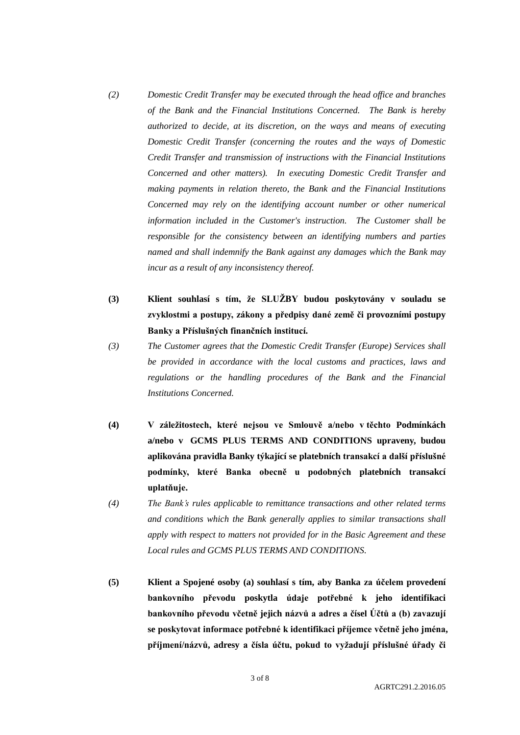*(2) Domestic Credit Transfer may be executed through the head office and branches of the Bank and the Financial Institutions Concerned. The Bank is hereby authorized to decide, at its discretion, on the ways and means of executing Domestic Credit Transfer (concerning the routes and the ways of Domestic Credit Transfer and transmission of instructions with the Financial Institutions Concerned and other matters). In executing Domestic Credit Transfer and making payments in relation thereto, the Bank and the Financial Institutions Concerned may rely on the identifying account number or other numerical information included in the Customer's instruction. The Customer shall be responsible for the consistency between an identifying numbers and parties named and shall indemnify the Bank against any damages which the Bank may incur as a result of any inconsistency thereof.*

**(3) Klient souhlasí s tím, že SLUŽBY budou poskytovány v souladu se zvyklostmi a postupy, zákony a předpisy dané země či provozními postupy Banky a Příslušných finančních institucí.**

*(3) The Customer agrees that the Domestic Credit Transfer (Europe) Services shall be provided in accordance with the local customs and practices, laws and regulations or the handling procedures of the Bank and the Financial Institutions Concerned.*

**(4) V záležitostech, které nejsou ve Smlouvě a/nebo v těchto Podmínkách a/nebo v GCMS PLUS TERMS AND CONDITIONS upraveny, budou aplikována pravidla Banky týkající se platebních transakcí a další příslušné podmínky, které Banka obecně u podobných platebních transakcí uplatňuje.**

*(4) The Bank's rules applicable to remittance transactions and other related terms and conditions which the Bank generally applies to similar transactions shall apply with respect to matters not provided for in the Basic Agreement and these Local rules and GCMS PLUS TERMS AND CONDITIONS.*

**(5) Klient a Spojené osoby (a) souhlasí s tím, aby Banka za účelem provedení bankovního převodu poskytla údaje potřebné k jeho identifikaci bankovního převodu včetně jejich názvů a adres a čísel Účtů a (b) zavazují se poskytovat informace potřebné k identifikaci příjemce včetně jeho jména, příjmení/názvů, adresy a čísla účtu, pokud to vyžadují příslušné úřady či**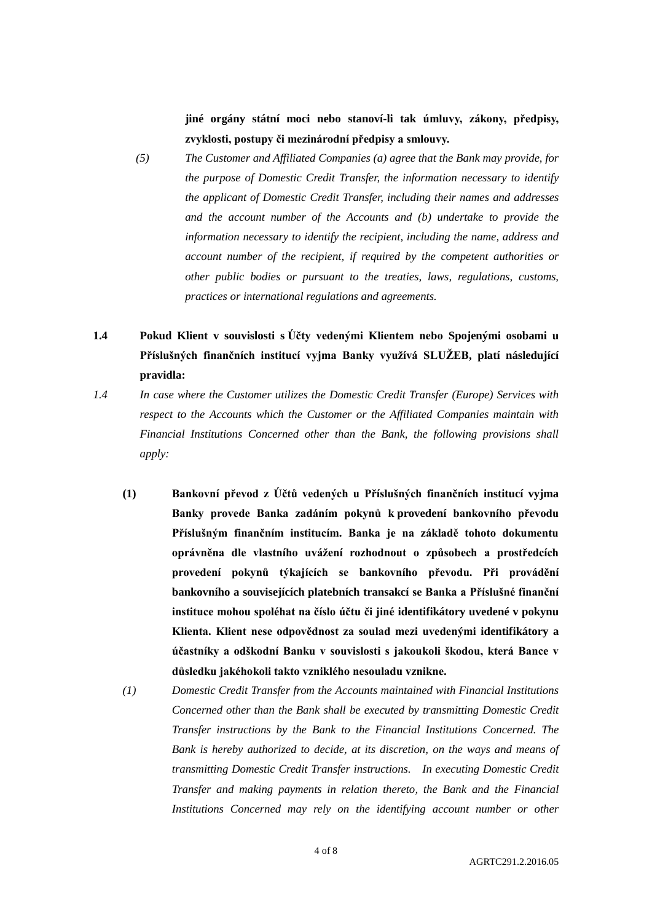**jiné orgány státní moci nebo stanoví-li tak úmluvy, zákony, předpisy, zvyklosti, postupy či mezinárodní předpisy a smlouvy.**

*(5) The Customer and Affiliated Companies (a) agree that the Bank may provide, for the purpose of Domestic Credit Transfer, the information necessary to identify the applicant of Domestic Credit Transfer, including their names and addresses and the account number of the Accounts and (b) undertake to provide the information necessary to identify the recipient, including the name, address and account number of the recipient, if required by the competent authorities or other public bodies or pursuant to the treaties, laws, regulations, customs, practices or international regulations and agreements.*

**1.4 Pokud Klient v souvislosti s Účty vedenými Klientem nebo Spojenými osobami u Příslušných finančních institucí vyjma Banky využívá SLUŽEB, platí následující pravidla:**

*1.4 In case where the Customer utilizes the Domestic Credit Transfer (Europe) Services with respect to the Accounts which the Customer or the Affiliated Companies maintain with Financial Institutions Concerned other than the Bank, the following provisions shall apply:*

**(1) Bankovní převod z Účtů vedených u Příslušných finančních institucí vyjma Banky provede Banka zadáním pokynů k provedení bankovního převodu Příslušným finančním institucím. Banka je na základě tohoto dokumentu oprávněna dle vlastního uvážení rozhodnout o způsobech a prostředcích provedení pokynů týkajících se bankovního převodu. Při provádění bankovního a souvisejících platebních transakcí se Banka a Příslušné finanční instituce mohou spoléhat na číslo účtu či jiné identifikátory uvedené v pokynu Klienta. Klient nese odpovědnost za soulad mezi uvedenými identifikátory a účastníky a odškodní Banku v souvislosti s jakoukoli škodou, která Bance v důsledku jakéhokoli takto vzniklého nesouladu vznikne.**

*(1) Domestic Credit Transfer from the Accounts maintained with Financial Institutions Concerned other than the Bank shall be executed by transmitting Domestic Credit Transfer instructions by the Bank to the Financial Institutions Concerned. The Bank is hereby authorized to decide, at its discretion, on the ways and means of transmitting Domestic Credit Transfer instructions. In executing Domestic Credit Transfer and making payments in relation thereto, the Bank and the Financial Institutions Concerned may rely on the identifying account number or other*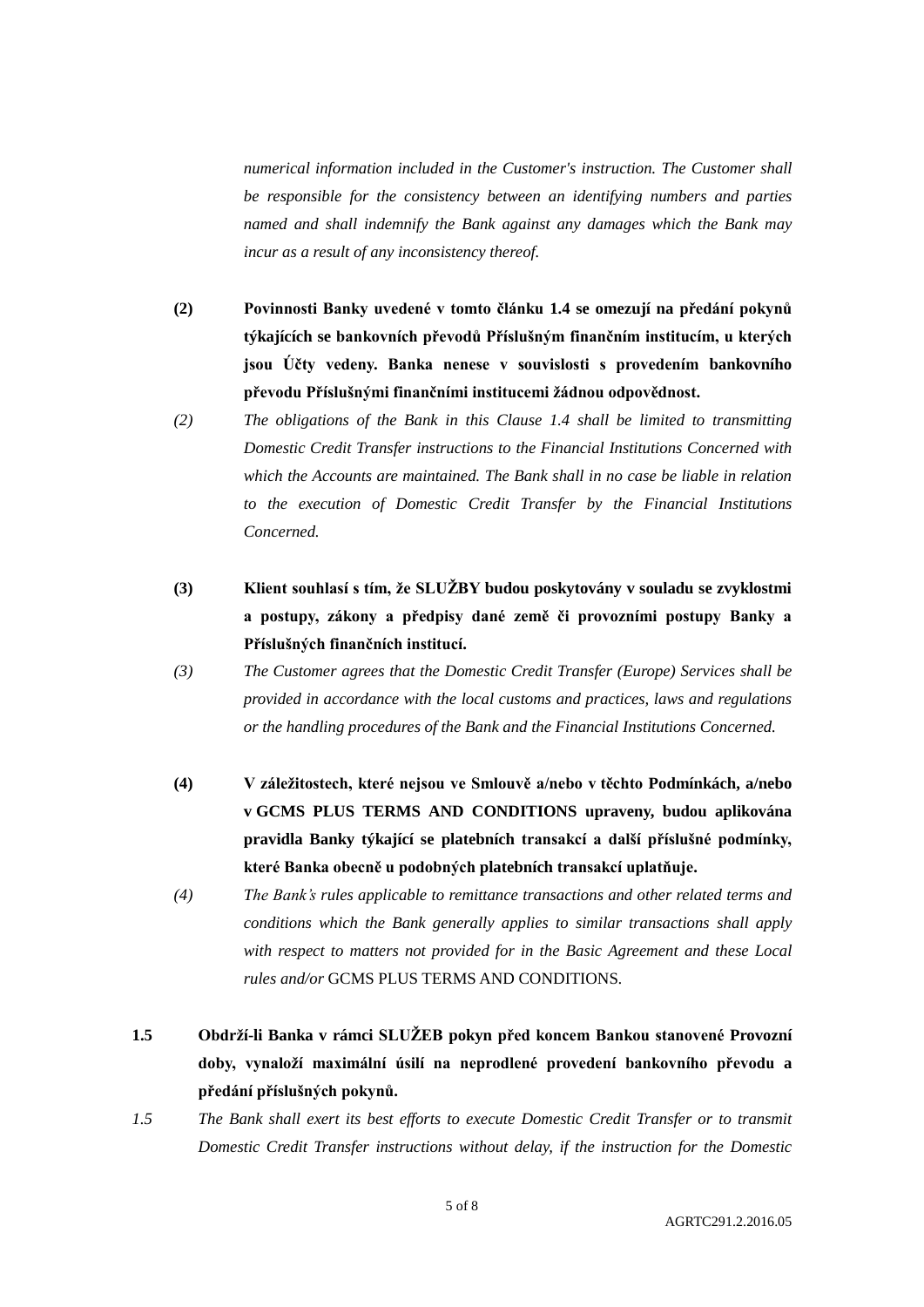*numerical information included in the Customer's instruction. The Customer shall be responsible for the consistency between an identifying numbers and parties named and shall indemnify the Bank against any damages which the Bank may incur as a result of any inconsistency thereof.*

**(2) Povinnosti Banky uvedené v tomto článku 1.4 se omezují na předání pokynů týkajících se bankovních převodů Příslušným finančním institucím, u kterých jsou Účty vedeny. Banka nenese v souvislosti s provedením bankovního převodu Příslušnými finančními institucemi žádnou odpovědnost.**

*(2) The obligations of the Bank in this Clause 1.4 shall be limited to transmitting Domestic Credit Transfer instructions to the Financial Institutions Concerned with which the Accounts are maintained. The Bank shall in no case be liable in relation to the execution of Domestic Credit Transfer by the Financial Institutions Concerned.*

**(3) Klient souhlasí s tím, že SLUŽBY budou poskytovány v souladu se zvyklostmi a postupy, zákony a předpisy dané země či provozními postupy Banky a Příslušných finančních institucí.**

*(3) The Customer agrees that the Domestic Credit Transfer (Europe) Services shall be provided in accordance with the local customs and practices, laws and regulations or the handling procedures of the Bank and the Financial Institutions Concerned.*

**(4) V záležitostech, které nejsou ve Smlouvě a/nebo v těchto Podmínkách, a/nebo v GCMS PLUS TERMS AND CONDITIONS upraveny, budou aplikována pravidla Banky týkající se platebních transakcí a další příslušné podmínky, které Banka obecně u podobných platebních transakcí uplatňuje.**

*(4) The Bank's rules applicable to remittance transactions and other related terms and conditions which the Bank generally applies to similar transactions shall apply with respect to matters not provided for in the Basic Agreement and these Local rules and/or* GCMS PLUS TERMS AND CONDITIONS.

**1.5 Obdrží-li Banka v rámci SLUŽEB pokyn před koncem Bankou stanovené Provozní doby, vynaloží maximální úsilí na neprodlené provedení bankovního převodu a předání příslušných pokynů.**

*1.5 The Bank shall exert its best efforts to execute Domestic Credit Transfer or to transmit Domestic Credit Transfer instructions without delay, if the instruction for the Domestic*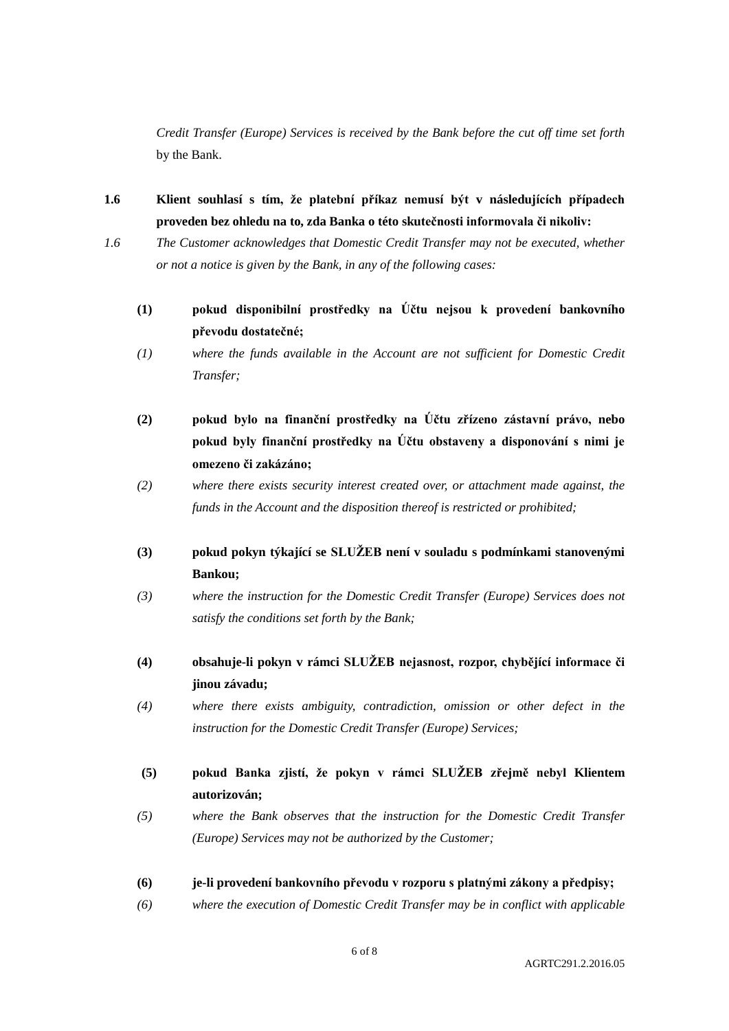*Credit Transfer (Europe) Services is received by the Bank before the cut off time set forth* by the Bank.

**1.6 Klient souhlasí s tím, že platební příkaz nemusí být v následujících případech proveden bez ohledu na to, zda Banka o této skutečnosti informovala či nikoliv:**

*1.6 The Customer acknowledges that Domestic Credit Transfer may not be executed, whether or not a notice is given by the Bank, in any of the following cases:*

**(1) pokud disponibilní prostředky na Účtu nejsou k provedení bankovního převodu dostatečné;**

*(1) where the funds available in the Account are not sufficient for Domestic Credit Transfer;*

**(2) pokud bylo na finanční prostředky na Účtu zřízeno zástavní právo, nebo pokud byly finanční prostředky na Účtu obstaveny a disponování s nimi je omezeno či zakázáno;**

*(2) where there exists security interest created over, or attachment made against, the funds in the Account and the disposition thereof is restricted or prohibited;*

**(3) pokud pokyn týkající se SLUŽEB není v souladu s podmínkami stanovenými Bankou;**

*(3) where the instruction for the Domestic Credit Transfer (Europe) Services does not satisfy the conditions set forth by the Bank;*

**(4) obsahuje-li pokyn v rámci SLUŽEB nejasnost, rozpor, chybějící informace či jinou závadu;**

*(4) where there exists ambiguity, contradiction, omission or other defect in the instruction for the Domestic Credit Transfer (Europe) Services;*

**(5) pokud Banka zjistí, že pokyn v rámci SLUŽEB zřejmě nebyl Klientem autorizován;**

*(5) where the Bank observes that the instruction for the Domestic Credit Transfer (Europe) Services may not be authorized by the Customer;*

**(6) je-li provedení bankovního převodu v rozporu s platnými zákony a předpisy;**

*(6) where the execution of Domestic Credit Transfer may be in conflict with applicable*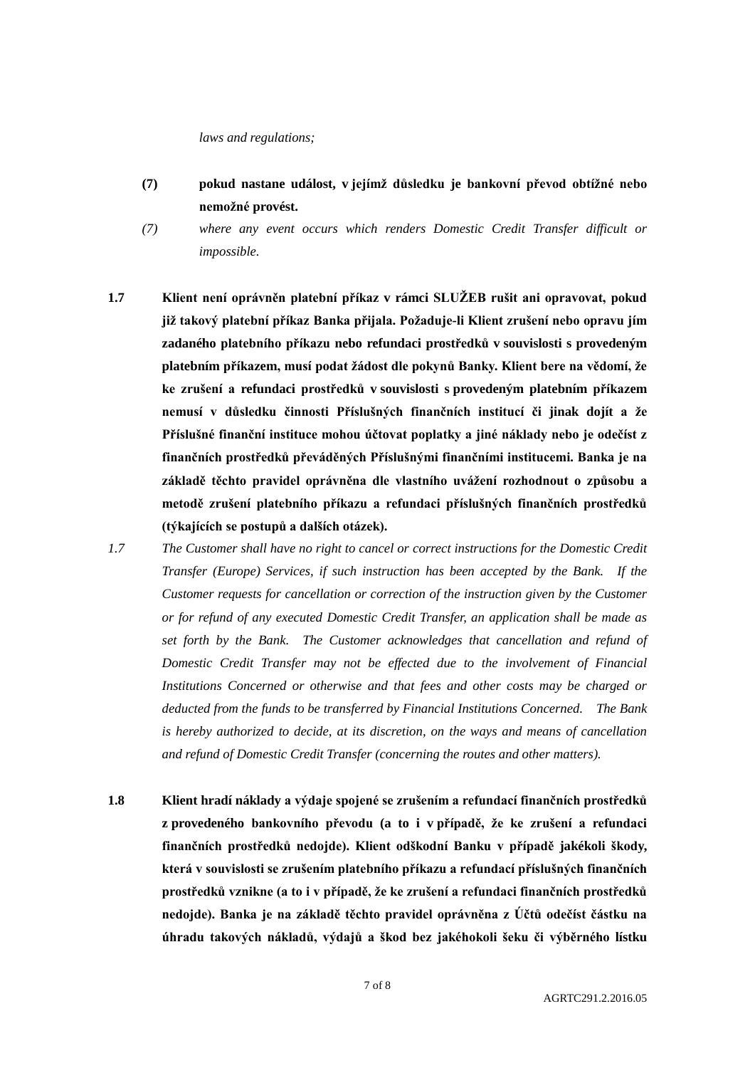*laws and regulations;*

**(7) pokud nastane událost, v jejímž důsledku je bankovní převod obtížné nebo nemožné provést.**

*(7) where any event occurs which renders Domestic Credit Transfer difficult or impossible.*

**1.7 Klient není oprávněn platební příkaz v rámci SLUŽEB rušit ani opravovat, pokud již takový platební příkaz Banka přijala. Požaduje-li Klient zrušení nebo opravu jím zadaného platebního příkazu nebo refundaci prostředků v souvislosti s provedeným platebním příkazem, musí podat žádost dle pokynů Banky. Klient bere na vědomí, že ke zrušení a refundaci prostředků v souvislosti s provedeným platebním příkazem nemusí v důsledku činnosti Příslušných finančních institucí či jinak dojít a že Příslušné finanční instituce mohou účtovat poplatky a jiné náklady nebo je odečíst z finančních prostředků převáděných Příslušnými finančními institucemi. Banka je na základě těchto pravidel oprávněna dle vlastního uvážení rozhodnout o způsobu a metodě zrušení platebního příkazu a refundaci příslušných finančních prostředků (týkajících se postupů a dalších otázek).**

*1.7 The Customer shall have no right to cancel or correct instructions for the Domestic Credit Transfer (Europe) Services, if such instruction has been accepted by the Bank. If the Customer requests for cancellation or correction of the instruction given by the Customer or for refund of any executed Domestic Credit Transfer, an application shall be made as set forth by the Bank. The Customer acknowledges that cancellation and refund of Domestic Credit Transfer may not be effected due to the involvement of Financial Institutions Concerned or otherwise and that fees and other costs may be charged or deducted from the funds to be transferred by Financial Institutions Concerned. The Bank is hereby authorized to decide, at its discretion, on the ways and means of cancellation and refund of Domestic Credit Transfer (concerning the routes and other matters).*

**1.8 Klient hradí náklady a výdaje spojené se zrušením a refundací finančních prostředků z provedeného bankovního převodu (a to i v případě, že ke zrušení a refundaci finančních prostředků nedojde). Klient odškodní Banku v případě jakékoli škody, která v souvislosti se zrušením platebního příkazu a refundací příslušných finančních prostředků vznikne (a to i v případě, že ke zrušení a refundaci finančních prostředků nedojde). Banka je na základě těchto pravidel oprávněna z Účtů odečíst částku na úhradu takových nákladů, výdajů a škod bez jakéhokoli šeku či výběrného lístku**

AGRTC291.2.2016.05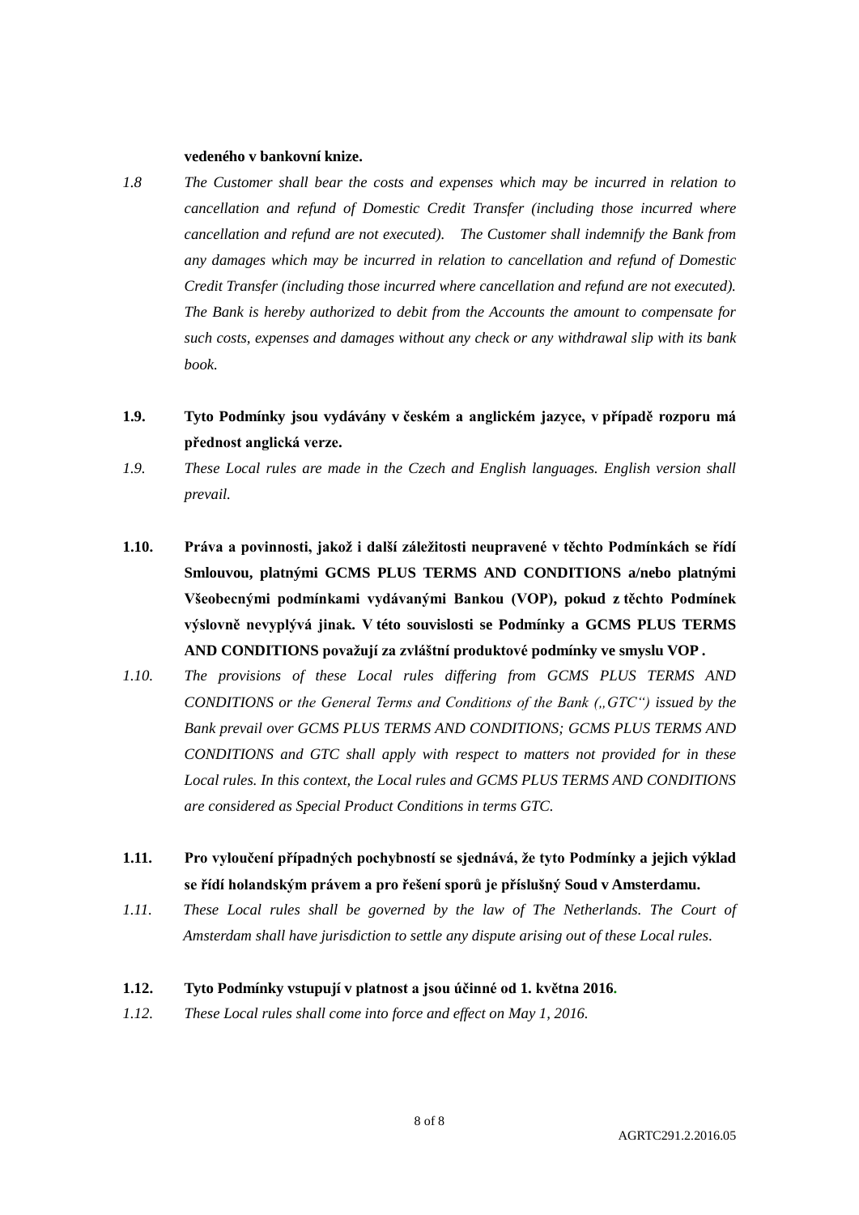**vedeného v bankovní knize.**

*1.8 The Customer shall bear the costs and expenses which may be incurred in relation to cancellation and refund of Domestic Credit Transfer (including those incurred where cancellation and refund are not executed). The Customer shall indemnify the Bank from any damages which may be incurred in relation to cancellation and refund of Domestic Credit Transfer (including those incurred where cancellation and refund are not executed). The Bank is hereby authorized to debit from the Accounts the amount to compensate for such costs, expenses and damages without any check or any withdrawal slip with its bank book.*

**1.9. Tyto Podmínky jsou vydávány v českém a anglickém jazyce, v případě rozporu má přednost anglická verze.**

*1.9. These Local rules are made in the Czech and English languages. English version shall prevail.*

**1.10. Práva a povinnosti, jakož i další záležitosti neupravené v těchto Podmínkách se řídí Smlouvou, platnými GCMS PLUS TERMS AND CONDITIONS a/nebo platnými Všeobecnými podmínkami vydávanými Bankou (VOP), pokud z těchto Podmínek výslovně nevyplývá jinak. V této souvislosti se Podmínky a GCMS PLUS TERMS AND CONDITIONS považují za zvláštní produktové podmínky ve smyslu VOP .**

*1.10. The provisions of these Local rules differing from GCMS PLUS TERMS AND CONDITIONS or the General Terms and Conditions of the Bank („GTC") issued by the Bank prevail over GCMS PLUS TERMS AND CONDITIONS; GCMS PLUS TERMS AND CONDITIONS and GTC shall apply with respect to matters not provided for in these Local rules. In this context, the Local rules and GCMS PLUS TERMS AND CONDITIONS are considered as Special Product Conditions in terms GTC.*

**1.11. Pro vyloučení případných pochybností se sjednává, že tyto Podmínky a jejich výklad se řídí holandským právem a pro řešení sporů je příslušný Soud v Amsterdamu.**

*1.11. These Local rules shall be governed by the law of The Netherlands. The Court of Amsterdam shall have jurisdiction to settle any dispute arising out of these Local rules.*

**1.12. Tyto Podmínky vstupují v platnost a jsou účinné od 1. května 2016.**

*1.12. These Local rules shall come into force and effect on May 1, 2016.*

AGRTC291.2.2016.05